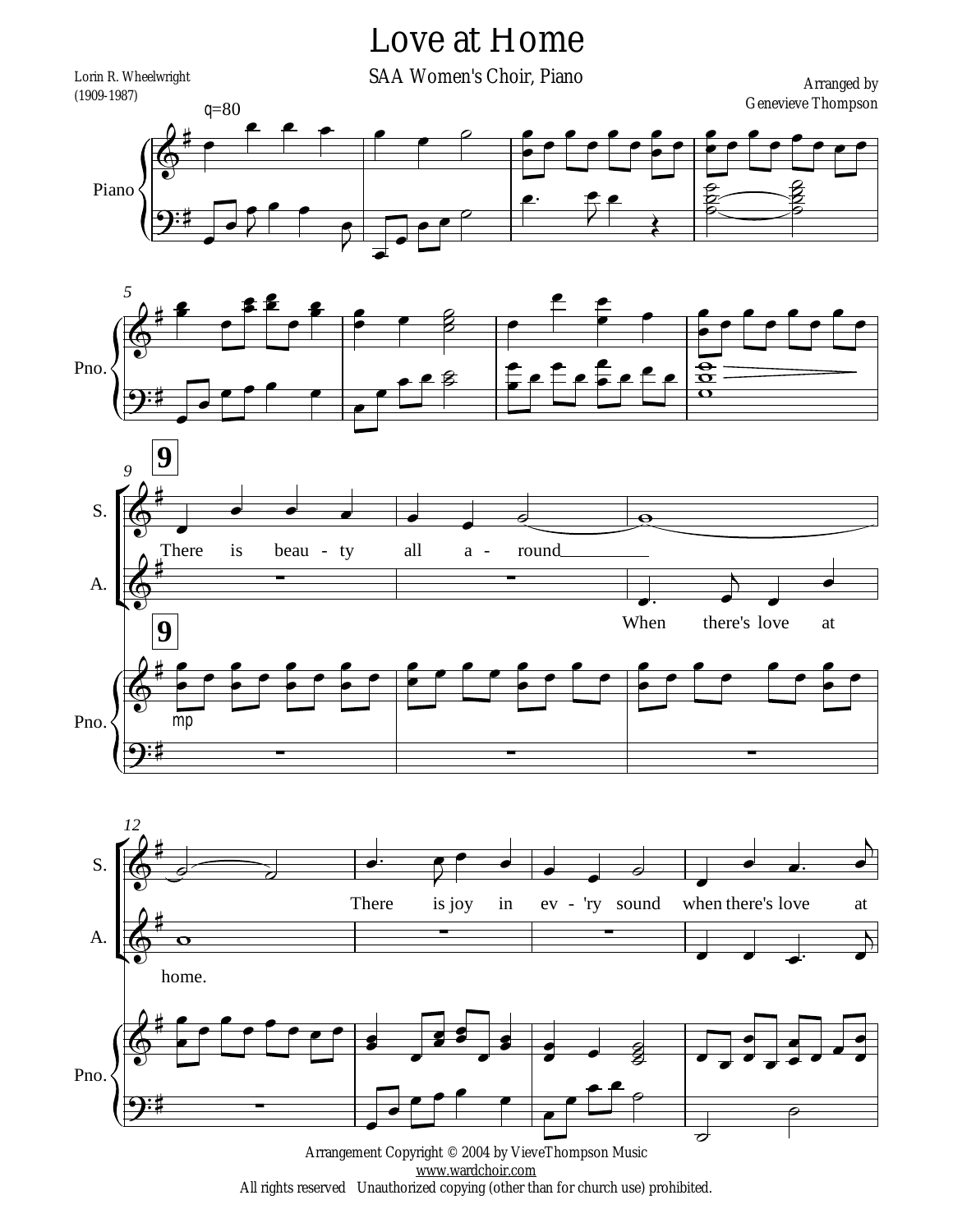# Love at Home

SAA Women's Choir, Piano

Lorin R. Wheelwright
(1909-1987)

Arranged by
Genevieve Thompson

Arrangement Copyright © 2004 by VieveThompson Music
www.wardchoir.com
All rights reserved   Unauthorized copying (other than for church use) prohibited.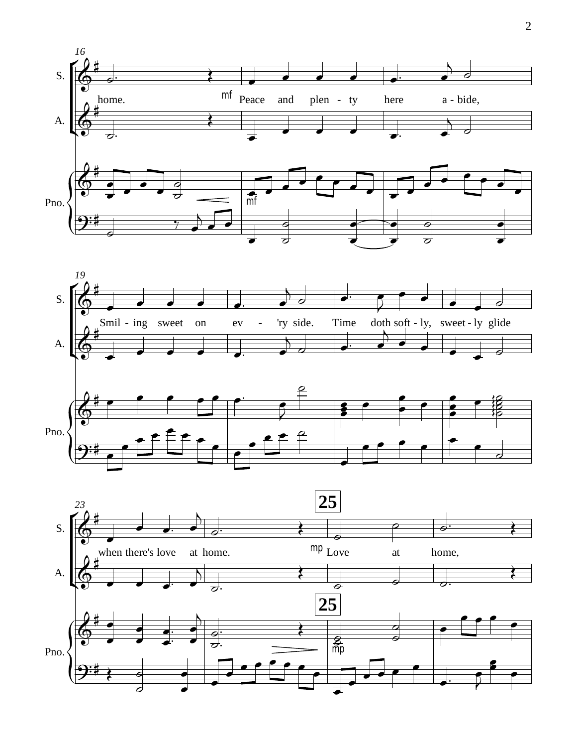home. *mf* Peace and plen - ty here a - bide,

Smil - ing sweet on ev - 'ry side. Time doth soft - ly, sweet - ly glide

when there's love at home. *mp* Love at home,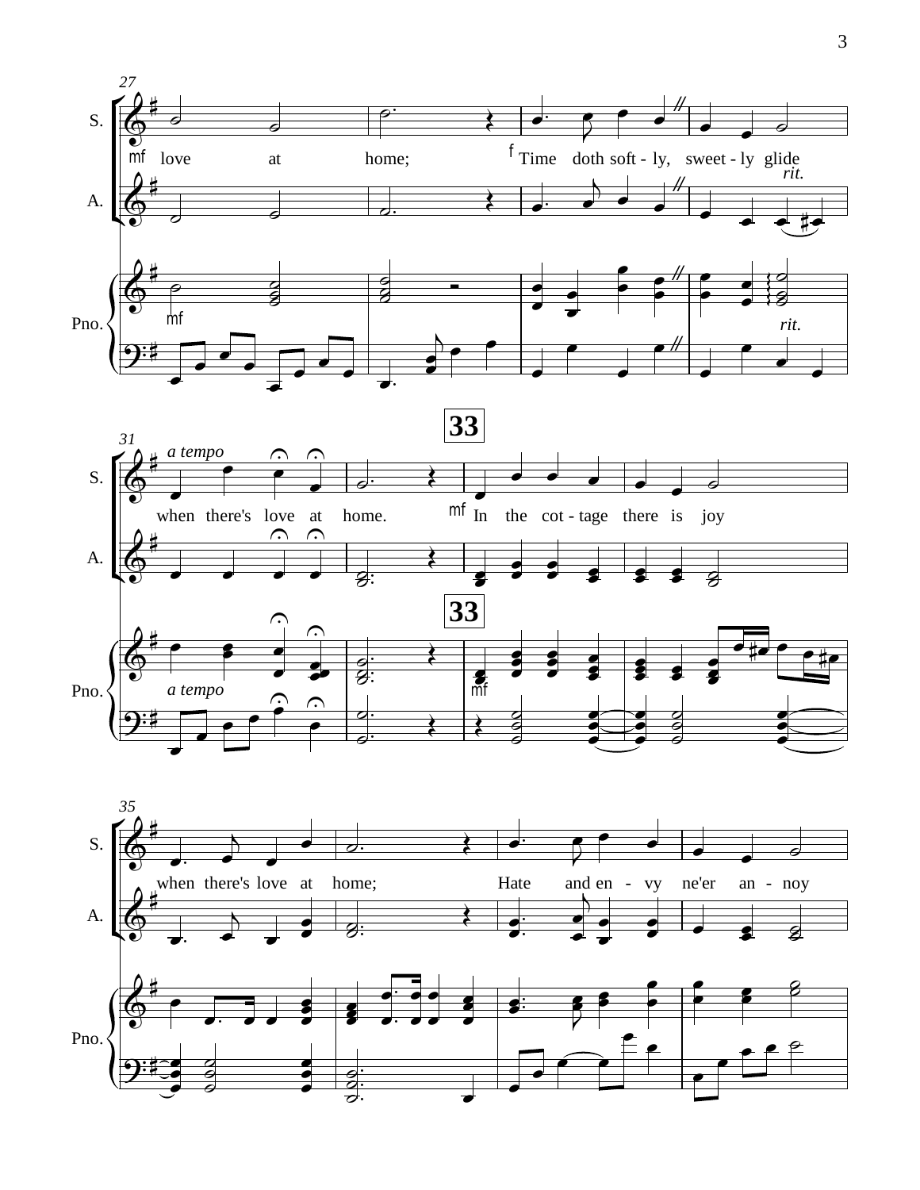27

S.

mf love at home; f Time doth soft - ly, sweet - ly glide

*rit.*

A.

Pno.

mf

*rit.*

31

*a tempo*

S.

when there's love at home. mf In the cot - tage there is joy

**33**

A.

Pno.

*a tempo*

mf

35

S.

when there's love at home; Hate and en - vy ne'er an - noy

A.

Pno.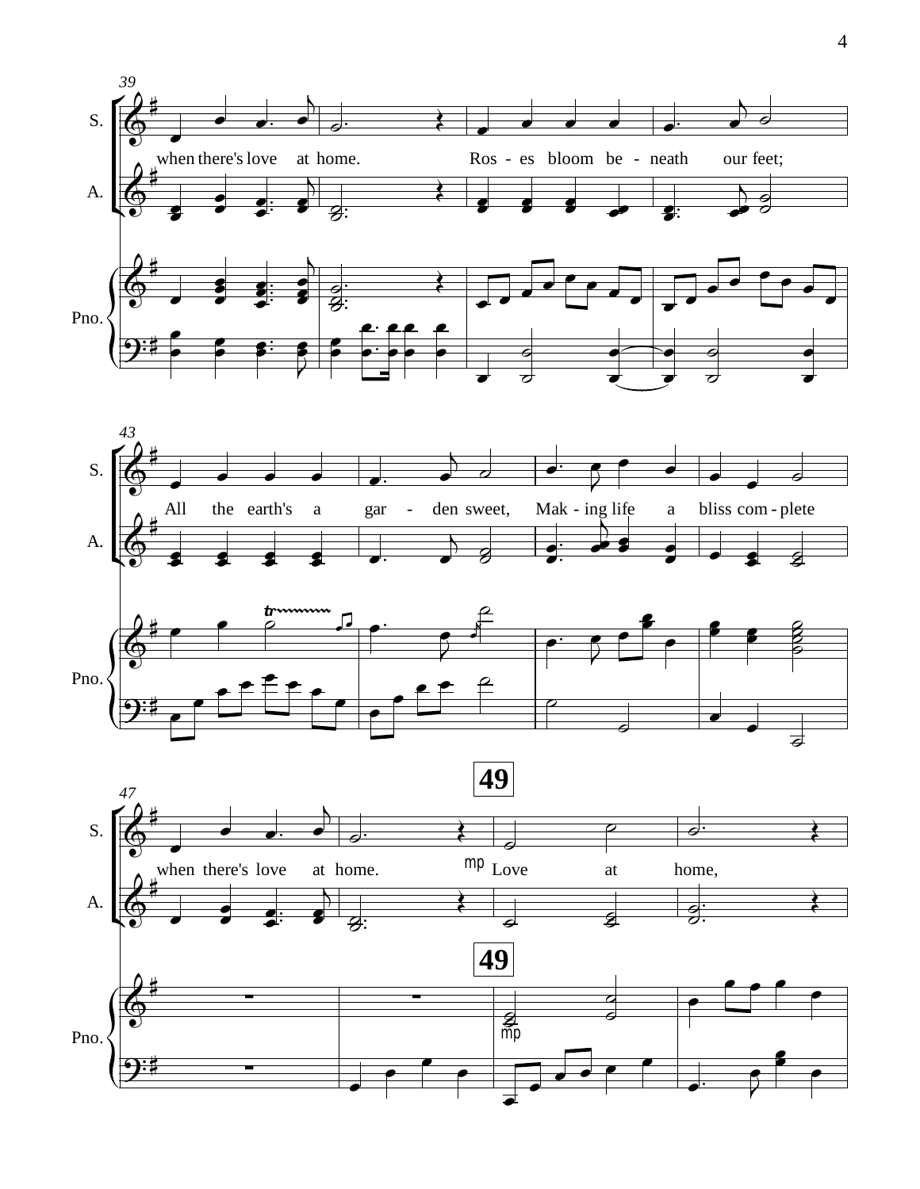39

S. when there's love at home. Ros - es bloom be - neath our feet;

A.

Pno.

43

S. All the earth's a gar - den sweet, Mak - ing life a bliss com - plete

A.

Pno.

47

**49**

S. when there's love at home. *mp* Love at home,

A.

Pno. *mp*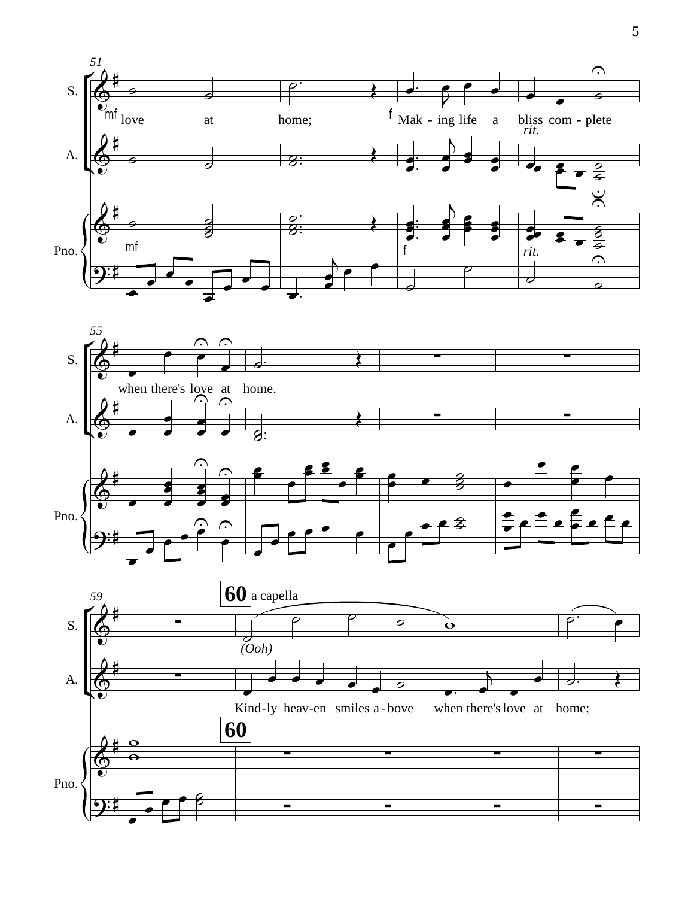S.

love at home; Mak - ing life a bliss com - plete

when there's love at home.

A.

Kind-ly heav-en smiles a-bove when there's love at home;

Pno.

*rit.*

**60** a capella

*(Ooh)*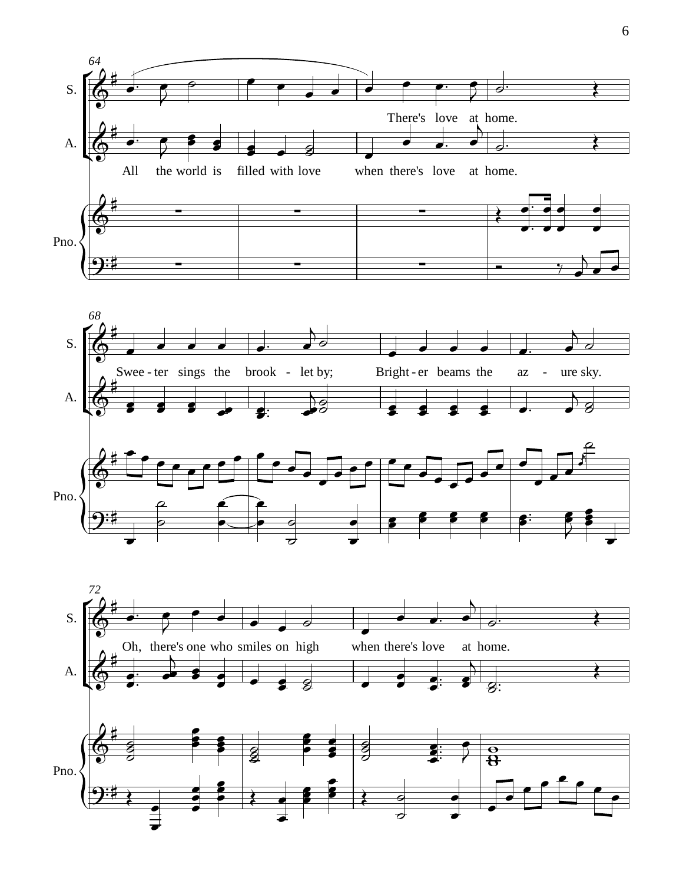64

S.

There's love at home.

A.

All the world is filled with love when there's love at home.

Pno.

68

S.

Swee - ter sings the brook - let by; Bright - er beams the az - ure sky.

A.

Pno.

72

S.

Oh, there's one who smiles on high when there's love at home.

A.

Pno.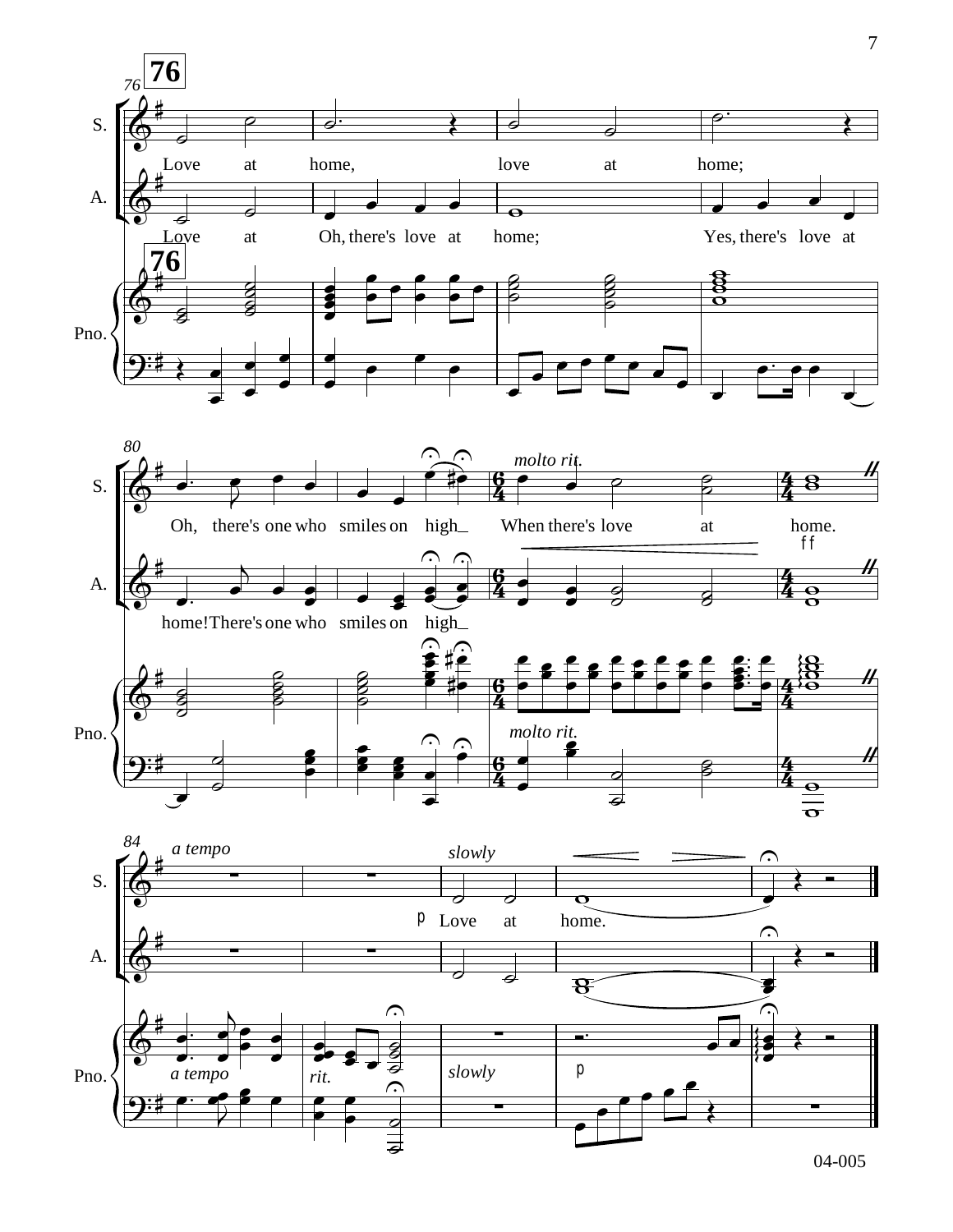76

S. Love at home, love at home;

A. Love at Oh, there's love at home; Yes, there's love at

Pno.

80

*molto rit.*

S. Oh, there's one who smiles on high When there's love at home.

A. home! There's one who smiles on high

*ff*

Pno.

*molto rit.*

84

*a tempo*

*slowly*

S. *p* Love at home.

A.

Pno.

*a tempo* *rit.* *slowly* *p*